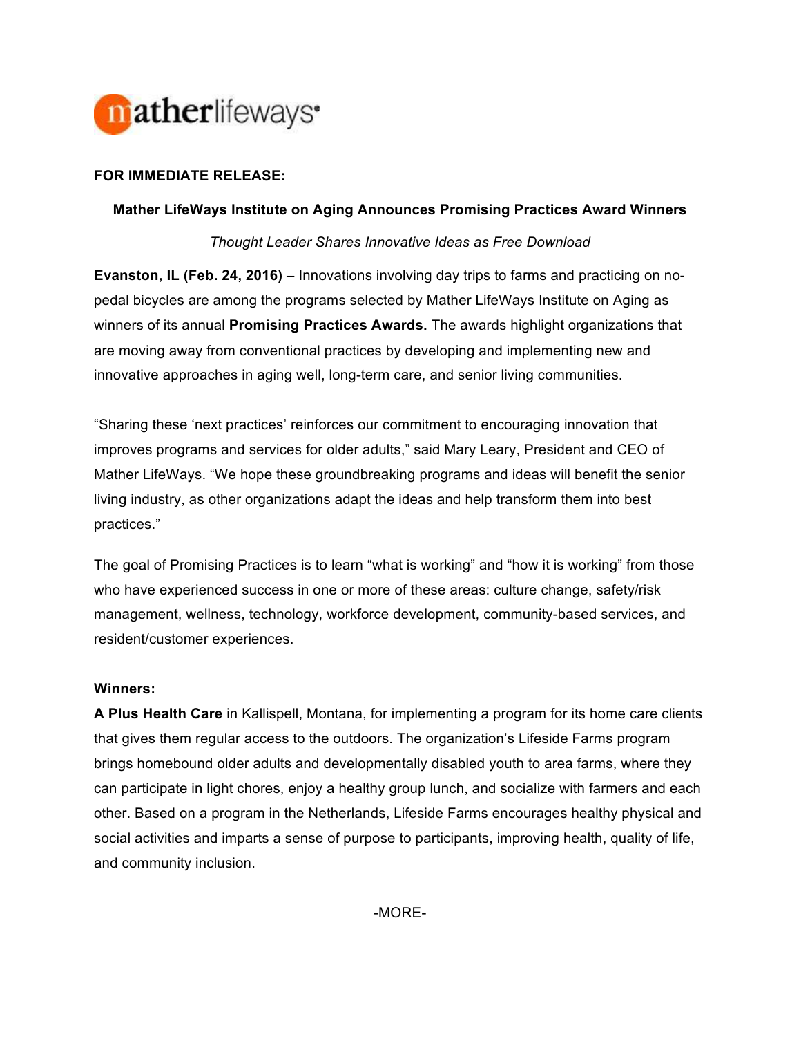matherlifeways

**FOR IMMEDIATE RELEASE:**

## Mather LifeWays Institute on Aging Announces Promising Practices Award Winners

*Thought Leader Shares Innovative Ideas as Free Download*

**Evanston, IL (Feb. 24, 2016)** – Innovations involving day trips to farms and practicing on no-pedal bicycles are among the programs selected by Mather LifeWays Institute on Aging as winners of its annual **Promising Practices Awards.** The awards highlight organizations that are moving away from conventional practices by developing and implementing new and innovative approaches in aging well, long-term care, and senior living communities.

"Sharing these 'next practices' reinforces our commitment to encouraging innovation that improves programs and services for older adults," said Mary Leary, President and CEO of Mather LifeWays. "We hope these groundbreaking programs and ideas will benefit the senior living industry, as other organizations adapt the ideas and help transform them into best practices."

The goal of Promising Practices is to learn "what is working" and "how it is working" from those who have experienced success in one or more of these areas: culture change, safety/risk management, wellness, technology, workforce development, community-based services, and resident/customer experiences.

**Winners:**

**A Plus Health Care** in Kallispell, Montana, for implementing a program for its home care clients that gives them regular access to the outdoors. The organization's Lifeside Farms program brings homebound older adults and developmentally disabled youth to area farms, where they can participate in light chores, enjoy a healthy group lunch, and socialize with farmers and each other. Based on a program in the Netherlands, Lifeside Farms encourages healthy physical and social activities and imparts a sense of purpose to participants, improving health, quality of life, and community inclusion.

-MORE-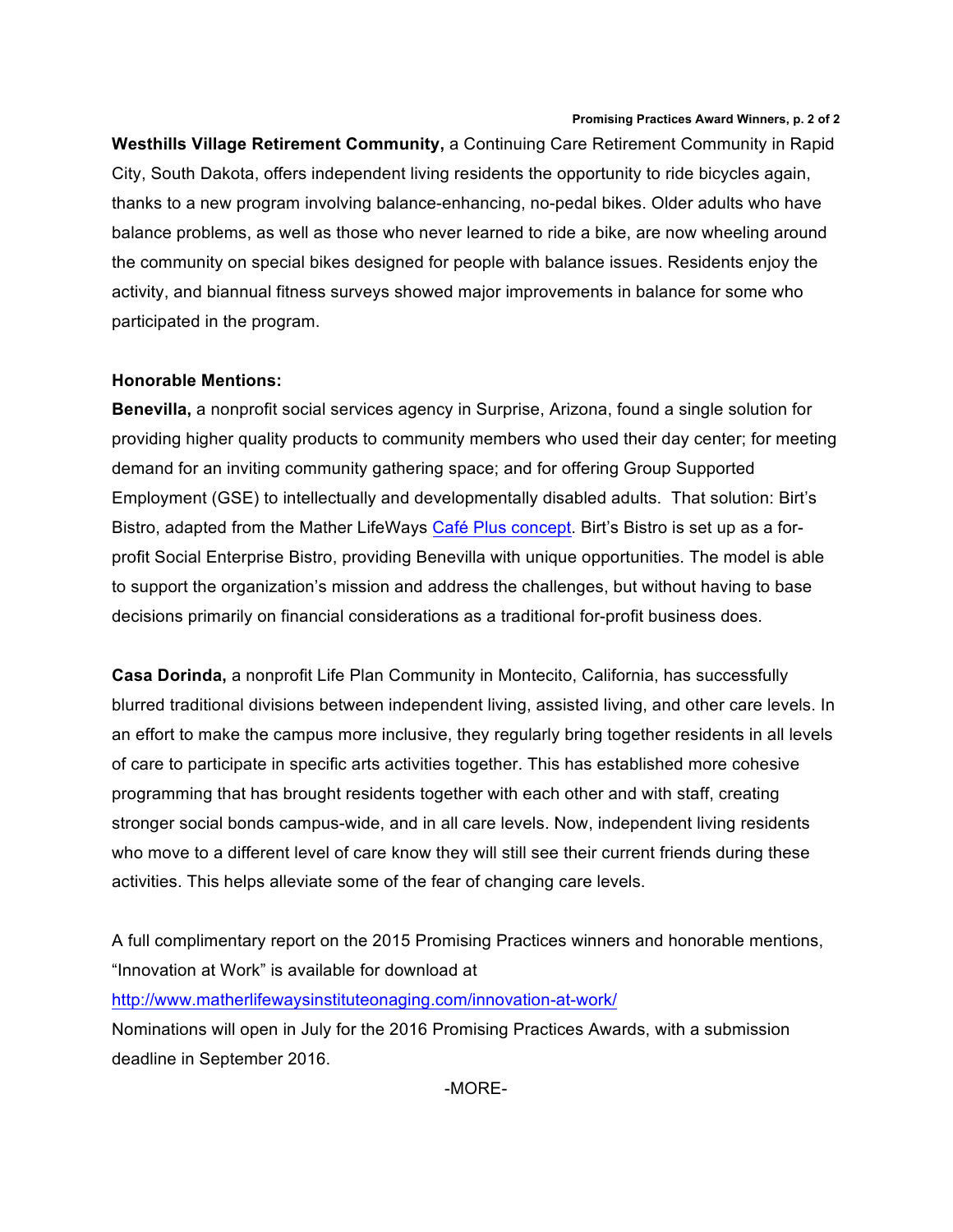**Westhills Village Retirement Community,** a Continuing Care Retirement Community in Rapid City, South Dakota, offers independent living residents the opportunity to ride bicycles again, thanks to a new program involving balance-enhancing, no-pedal bikes. Older adults who have balance problems, as well as those who never learned to ride a bike, are now wheeling around the community on special bikes designed for people with balance issues. Residents enjoy the activity, and biannual fitness surveys showed major improvements in balance for some who participated in the program.

**Honorable Mentions:**

**Benevilla,** a nonprofit social services agency in Surprise, Arizona, found a single solution for providing higher quality products to community members who used their day center; for meeting demand for an inviting community gathering space; and for offering Group Supported Employment (GSE) to intellectually and developmentally disabled adults. That solution: Birt's Bistro, adapted from the Mather LifeWays Café Plus concept. Birt's Bistro is set up as a for-profit Social Enterprise Bistro, providing Benevilla with unique opportunities. The model is able to support the organization's mission and address the challenges, but without having to base decisions primarily on financial considerations as a traditional for-profit business does.

**Casa Dorinda,** a nonprofit Life Plan Community in Montecito, California, has successfully blurred traditional divisions between independent living, assisted living, and other care levels. In an effort to make the campus more inclusive, they regularly bring together residents in all levels of care to participate in specific arts activities together. This has established more cohesive programming that has brought residents together with each other and with staff, creating stronger social bonds campus-wide, and in all care levels. Now, independent living residents who move to a different level of care know they will still see their current friends during these activities. This helps alleviate some of the fear of changing care levels.

A full complimentary report on the 2015 Promising Practices winners and honorable mentions, "Innovation at Work" is available for download at
http://www.matherlifewaysinstituteonaging.com/innovation-at-work/
Nominations will open in July for the 2016 Promising Practices Awards, with a submission deadline in September 2016.

-MORE-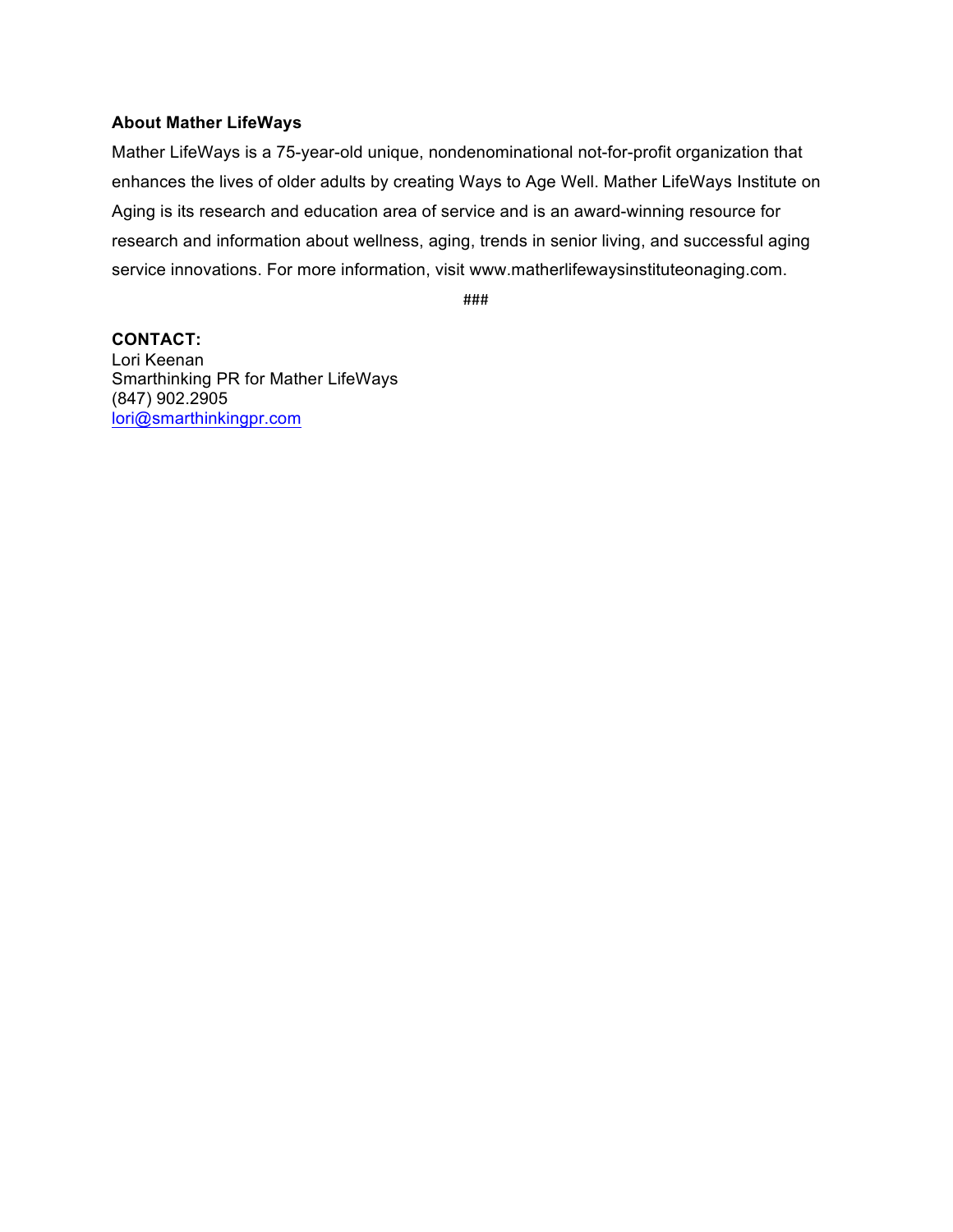**About Mather LifeWays**

Mather LifeWays is a 75-year-old unique, nondenominational not-for-profit organization that enhances the lives of older adults by creating Ways to Age Well. Mather LifeWays Institute on Aging is its research and education area of service and is an award-winning resource for research and information about wellness, aging, trends in senior living, and successful aging service innovations. For more information, visit www.matherlifewaysinstituteonaging.com.

###

**CONTACT:**
Lori Keenan
Smarthinking PR for Mather LifeWays
(847) 902.2905
lori@smarthinkingpr.com